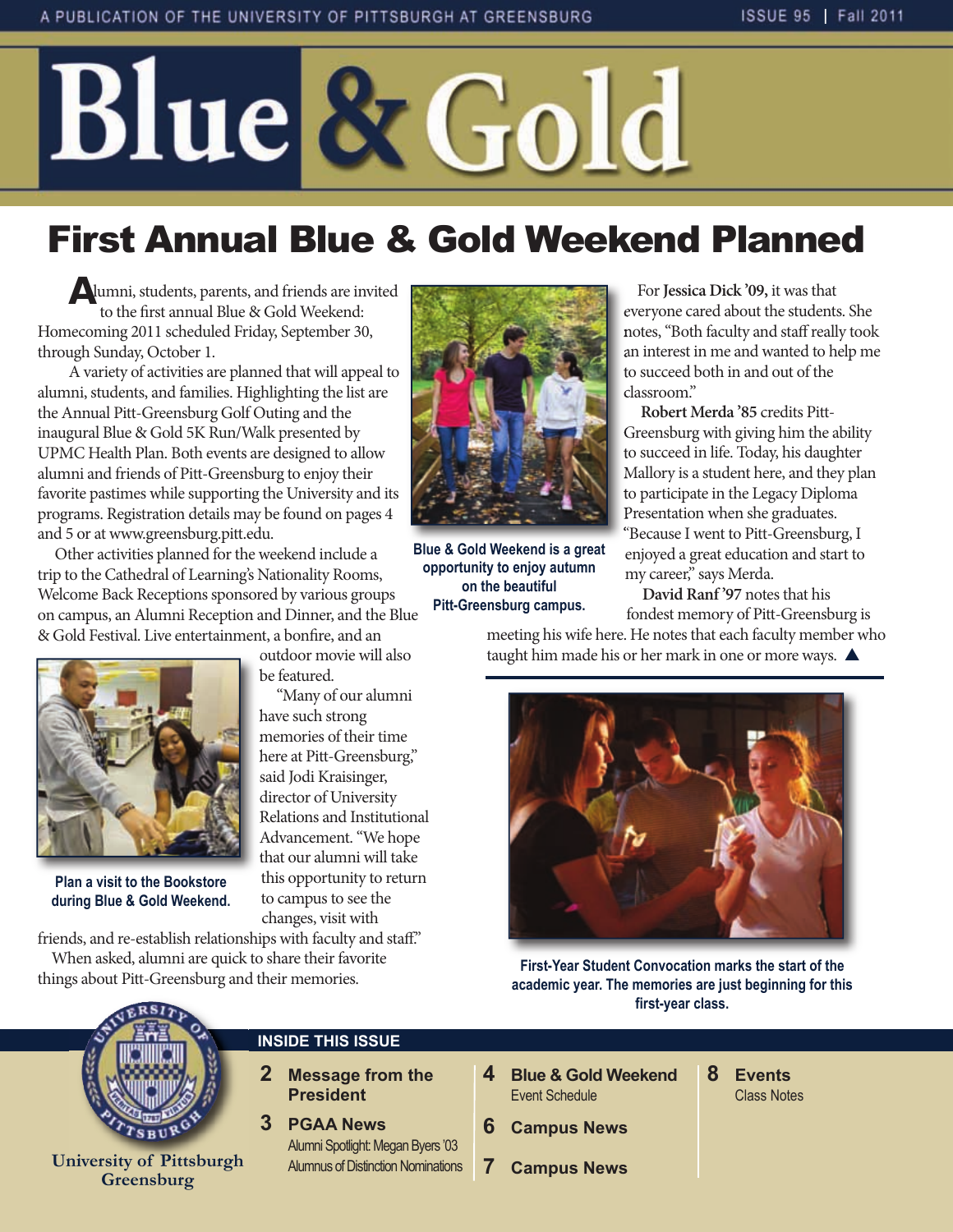A PUBLICATION OF THE UNIVERSITY OF PITTSBURGH AT GREENSBURG

ISSUE 95 | Fall 2011

# Blue & Gold

## First Annual Blue & Gold Weekend Planned

Alumni, students, parents, and friends are invited to the first annual Blue & Gold Weekend: Homecoming 2011 scheduled Friday, September 30, through Sunday, October 1.

A variety of activities are planned that will appeal to alumni, students, and families. Highlighting the list are the Annual Pitt-Greensburg Golf Outing and the inaugural Blue & Gold 5K Run/Walk presented by UPMC Health Plan. Both events are designed to allow alumni and friends of Pitt-Greensburg to enjoy their favorite pastimes while supporting the University and its programs. Registration details may be found on pages 4 and 5 or at www.greensburg.pitt.edu.

Other activities planned for the weekend include a trip to the Cathedral of Learning's Nationality Rooms, Welcome Back Receptions sponsored by various groups on campus, an Alumni Reception and Dinner, and the Blue & Gold Festival. Live entertainment, a bonfire, and an outdoor movie will also be featured.

"Many of our alumni have such strong memories of their time here at Pitt-Greensburg," said Jodi Kraisinger, director of University Relations and Institutional Advancement. "We hope that our alumni will take this opportunity to return to campus to see the changes, visit with friends, and re-establish relationships with faculty and staff."

When asked, alumni are quick to share their favorite things about Pitt-Greensburg and their memories.

For **Jessica Dick '09,** it was that everyone cared about the students. She notes, "Both faculty and staff really took an interest in me and wanted to help me to succeed both in and out of the classroom."

**Robert Merda '85** credits Pitt-Greensburg with giving him the ability to succeed in life. Today, his daughter Mallory is a student here, and they plan to participate in the Legacy Diploma Presentation when she graduates. "Because I went to Pitt-Greensburg, I enjoyed a great education and start to my career," says Merda.

**David Ranf '97** notes that his fondest memory of Pitt-Greensburg is meeting his wife here. He notes that each faculty member who taught him made his or her mark in one or more ways. ▲

Blue & Gold Weekend is a great opportunity to enjoy autumn on the beautiful Pitt-Greensburg campus.

Plan a visit to the Bookstore during Blue & Gold Weekend.

First-Year Student Convocation marks the start of the academic year. The memories are just beginning for this first-year class.

University of Pittsburgh Greensburg

### INSIDE THIS ISSUE

- **2** **Message from the President**
- **3** **PGAA News** — Alumni Spotlight: Megan Byers '03; Alumnus of Distinction Nominations
- **4** **Blue & Gold Weekend** — Event Schedule
- **6** **Campus News**
- **7** **Campus News**
- **8** **Events** — Class Notes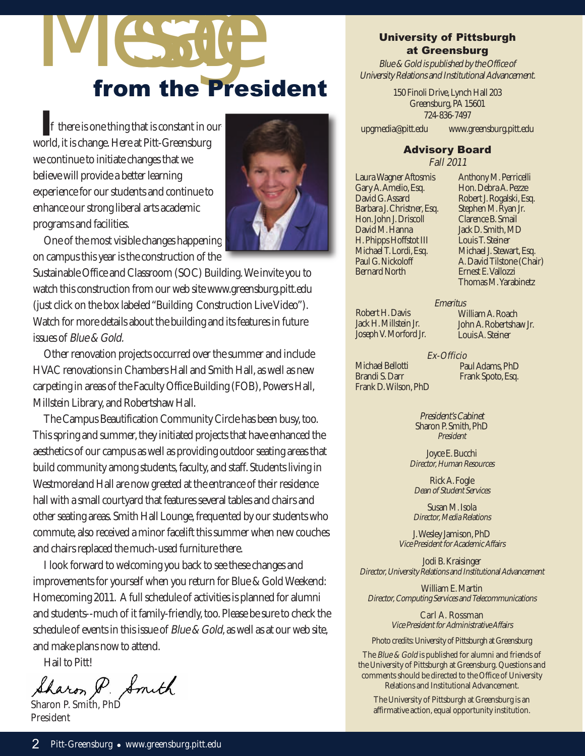# Message from the President

If there is one thing that is constant in our world, it is change. Here at Pitt-Greensburg we continue to initiate changes that we believe will provide a better learning experience for our students and continue to enhance our strong liberal arts academic programs and facilities.

One of the most visible changes happening on campus this year is the construction of the Sustainable Office and Classroom (SOC) Building. We invite you to watch this construction from our web site www.greensburg.pitt.edu (just click on the box labeled "Building Construction Live Video"). Watch for more details about the building and its features in future issues of *Blue & Gold.*

Other renovation projects occurred over the summer and include HVAC renovations in Chambers Hall and Smith Hall, as well as new carpeting in areas of the Faculty Office Building (FOB), Powers Hall, Millstein Library, and Robertshaw Hall.

The Campus Beautification Community Circle has been busy, too. This spring and summer, they initiated projects that have enhanced the aesthetics of our campus as well as providing outdoor seating areas that build community among students, faculty, and staff. Students living in Westmoreland Hall are now greeted at the entrance of their residence hall with a small courtyard that features several tables and chairs and other seating areas. Smith Hall Lounge, frequented by our students who commute, also received a minor facelift this summer when new couches and chairs replaced the much-used furniture there.

I look forward to welcoming you back to see these changes and improvements for yourself when you return for Blue & Gold Weekend: Homecoming 2011. A full schedule of activities is planned for alumni and students--much of it family-friendly, too. Please be sure to check the schedule of events in this issue of *Blue & Gold*, as well as at our web site, and make plans now to attend.

Hail to Pitt!

Sharon P. Smith

Sharon P. Smith, PhD
President

---

**University of Pittsburgh at Greensburg**

*Blue & Gold is published by the Office of University Relations and Institutional Advancement.*

150 Finoli Drive, Lynch Hall 203
Greensburg, PA 15601
724-836-7497

upgmedia@pitt.edu www.greensburg.pitt.edu

**Advisory Board**
*Fall 2011*

Laura Wagner Aftosmis
Gary A. Amelio, Esq.
David G. Assard
Barbara J. Christner, Esq.
Hon. John J. Driscoll
David M. Hanna
H. Phipps Hoffstot III
Michael T. Lordi, Esq.
Paul G. Nickoloff
Bernard North
Anthony M. Perricelli
Hon. Debra A. Pezze
Robert J. Rogalski, Esq.
Stephen M. Ryan Jr.
Clarence B. Smail
Jack D. Smith, MD
Louis T. Steiner
Michael J. Stewart, Esq.
A. David Tilstone (Chair)
Ernest E. Vallozzi
Thomas M. Yarabinetz

*Emeritus*

Robert H. Davis
Jack H. Millstein Jr.
Joseph V. Morford Jr.
William A. Roach
John A. Robertshaw Jr.
Louis A. Steiner

*Ex-Officio*

Michael Bellotti
Brandi S. Darr
Frank D. Wilson, PhD
Paul Adams, PhD
Frank Spoto, Esq.

*President's Cabinet*

Sharon P. Smith, PhD
*President*

Joyce E. Bucchi
*Director, Human Resources*

Rick A. Fogle
*Dean of Student Services*

Susan M. Isola
*Director, Media Relations*

J. Wesley Jamison, PhD
*Vice President for Academic Affairs*

Jodi B. Kraisinger
*Director, University Relations and Institutional Advancement*

William E. Martin
*Director, Computing Services and Telecommunications*

Carl A. Rossman
*Vice President for Administrative Affairs*

Photo credits: University of Pittsburgh at Greensburg

The *Blue & Gold* is published for alumni and friends of the University of Pittsburgh at Greensburg. Questions and comments should be directed to the Office of University Relations and Institutional Advancement.

The University of Pittsburgh at Greensburg is an affirmative action, equal opportunity institution.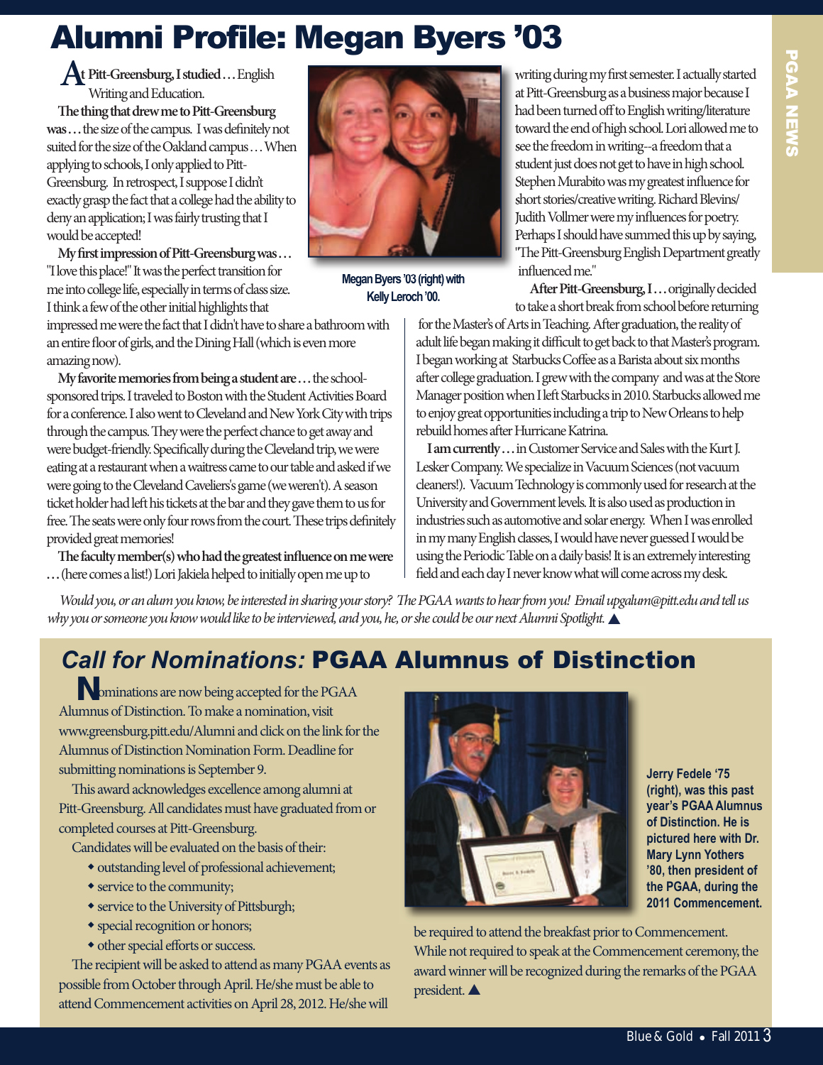# Alumni Profile: Megan Byers '03

**At Pitt-Greensburg, I studied . . .** English Writing and Education.

**The thing that drew me to Pitt-Greensburg was . . .** the size of the campus. I was definitely not suited for the size of the Oakland campus . . . When applying to schools, I only applied to Pitt-Greensburg. In retrospect, I suppose I didn't exactly grasp the fact that a college had the ability to deny an application; I was fairly trusting that I would be accepted!

**My first impression of Pitt-Greensburg was . . .** "I love this place!" It was the perfect transition for me into college life, especially in terms of class size. I think a few of the other initial highlights that impressed me were the fact that I didn't have to share a bathroom with an entire floor of girls, and the Dining Hall (which is even more amazing now).

Megan Byers '03 (right) with Kelly Leroch '00.

**My favorite memories from being a student are . . .** the school-sponsored trips. I traveled to Boston with the Student Activities Board for a conference. I also went to Cleveland and New York City with trips through the campus. They were the perfect chance to get away and were budget-friendly. Specifically during the Cleveland trip, we were eating at a restaurant when a waitress came to our table and asked if we were going to the Cleveland Caveliers's game (we weren't). A season ticket holder had left his tickets at the bar and they gave them to us for free. The seats were only four rows from the court. These trips definitely provided great memories!

**The faculty member(s) who had the greatest influence on me were . . .** (here comes a list!) Lori Jakiela helped to initially open me up to writing during my first semester. I actually started at Pitt-Greensburg as a business major because I had been turned off to English writing/literature toward the end of high school. Lori allowed me to see the freedom in writing--a freedom that a student just does not get to have in high school. Stephen Murabito was my greatest influence for short stories/creative writing. Richard Blevins/ Judith Vollmer were my influences for poetry. Perhaps I should have summed this up by saying, "The Pitt-Greensburg English Department greatly influenced me."

**After Pitt-Greensburg, I . . .** originally decided to take a short break from school before returning for the Master's of Arts in Teaching. After graduation, the reality of adult life began making it difficult to get back to that Master's program. I began working at Starbucks Coffee as a Barista about six months after college graduation. I grew with the company and was at the Store Manager position when I left Starbucks in 2010. Starbucks allowed me to enjoy great opportunities including a trip to New Orleans to help rebuild homes after Hurricane Katrina.

**I am currently . . .** in Customer Service and Sales with the Kurt J. Lesker Company. We specialize in Vacuum Sciences (not vacuum cleaners!). Vacuum Technology is commonly used for research at the University and Government levels. It is also used as production in industries such as automotive and solar energy. When I was enrolled in my many English classes, I would have never guessed I would be using the Periodic Table on a daily basis! It is an extremely interesting field and each day I never know what will come across my desk.

*Would you, or an alum you know, be interested in sharing your story? The PGAA wants to hear from you! Email upgalum@pitt.edu and tell us why you or someone you know would like to be interviewed, and you, he, or she could be our next Alumni Spotlight.* ▲

## *Call for Nominations:* PGAA Alumnus of Distinction

Nominations are now being accepted for the PGAA Alumnus of Distinction. To make a nomination, visit www.greensburg.pitt.edu/Alumni and click on the link for the Alumnus of Distinction Nomination Form. Deadline for submitting nominations is September 9.

This award acknowledges excellence among alumni at Pitt-Greensburg. All candidates must have graduated from or completed courses at Pitt-Greensburg.

Candidates will be evaluated on the basis of their:

- outstanding level of professional achievement;
- service to the community;
- service to the University of Pittsburgh;
- special recognition or honors;
- other special efforts or success.

The recipient will be asked to attend as many PGAA events as possible from October through April. He/she must be able to attend Commencement activities on April 28, 2012. He/she will be required to attend the breakfast prior to Commencement. While not required to speak at the Commencement ceremony, the award winner will be recognized during the remarks of the PGAA president. ▲

**Jerry Fedele '75 (right), was this past year's PGAA Alumnus of Distinction. He is pictured here with Dr. Mary Lynn Yothers '80, then president of the PGAA, during the 2011 Commencement.**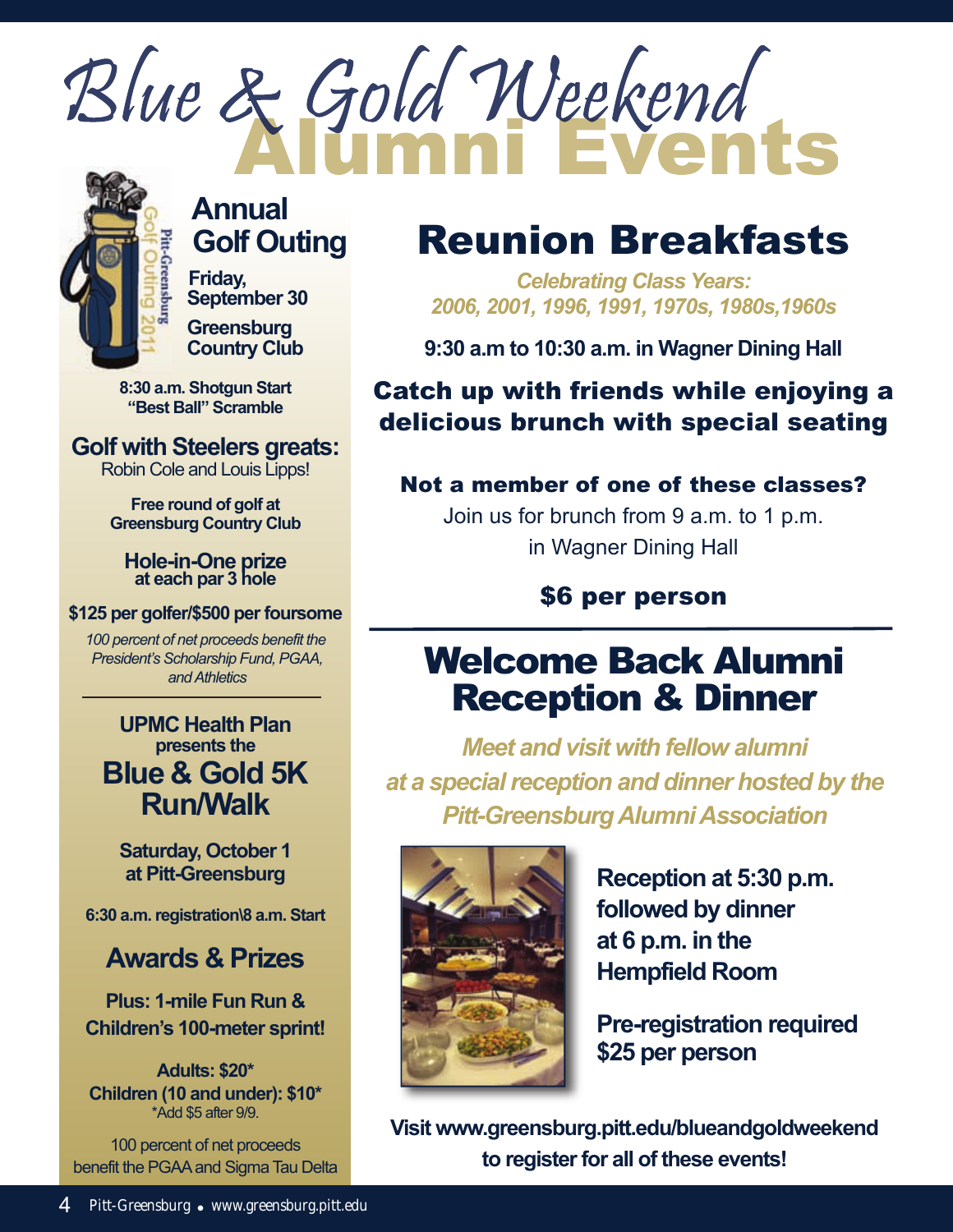# Blue & Gold Weekend Alumni Events

## Annual Golf Outing

**Friday, September 30**

**Greensburg Country Club**

**8:30 a.m. Shotgun Start**
**"Best Ball" Scramble**

### Golf with Steelers greats:

Robin Cole and Louis Lipps!

**Free round of golf at Greensburg Country Club**

**Hole-in-One prize at each par 3 hole**

**$125 per golfer/$500 per foursome**

*100 percent of net proceeds benefit the President's Scholarship Fund, PGAA, and Athletics*

---

**UPMC Health Plan presents the**

## Blue & Gold 5K Run/Walk

**Saturday, October 1 at Pitt-Greensburg**

**6:30 a.m. registration\8 a.m. Start**

### Awards & Prizes

**Plus: 1-mile Fun Run & Children's 100-meter sprint!**

**Adults: $20***
**Children (10 and under): $10***
*Add $5 after 9/9.

100 percent of net proceeds benefit the PGAA and Sigma Tau Delta

## Reunion Breakfasts

*Celebrating Class Years: 2006, 2001, 1996, 1991, 1970s, 1980s,1960s*

**9:30 a.m to 10:30 a.m. in Wagner Dining Hall**

**Catch up with friends while enjoying a delicious brunch with special seating**

**Not a member of one of these classes?**

Join us for brunch from 9 a.m. to 1 p.m. in Wagner Dining Hall

**$6 per person**

---

## Welcome Back Alumni Reception & Dinner

*Meet and visit with fellow alumni at a special reception and dinner hosted by the Pitt-Greensburg Alumni Association*

**Reception at 5:30 p.m. followed by dinner at 6 p.m. in the Hempfield Room**

**Pre-registration required $25 per person**

**Visit www.greensburg.pitt.edu/blueandgoldweekend to register for all of these events!**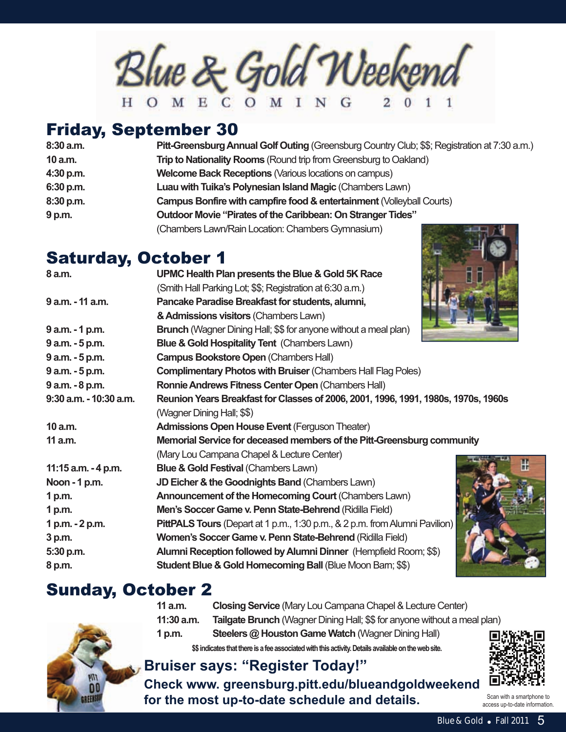# Blue & Gold Weekend

HOMECOMING 2011

## Friday, September 30

| Time | Event |
|---|---|
| 8:30 a.m. | **Pitt-Greensburg Annual Golf Outing** (Greensburg Country Club; $$; Registration at 7:30 a.m.) |
| 10 a.m. | **Trip to Nationality Rooms** (Round trip from Greensburg to Oakland) |
| 4:30 p.m. | **Welcome Back Receptions** (Various locations on campus) |
| 6:30 p.m. | **Luau with Tuika's Polynesian Island Magic** (Chambers Lawn) |
| 8:30 p.m. | **Campus Bonfire with campfire food & entertainment** (Volleyball Courts) |
| 9 p.m. | **Outdoor Movie "Pirates of the Caribbean: On Stranger Tides"** (Chambers Lawn/Rain Location: Chambers Gymnasium) |

## Saturday, October 1

| Time | Event |
|---|---|
| 8 a.m. | **UPMC Health Plan presents the Blue & Gold 5K Race** (Smith Hall Parking Lot; $$; Registration at 6:30 a.m.) |
| 9 a.m. - 11 a.m. | **Pancake Paradise Breakfast for students, alumni, & Admissions visitors** (Chambers Lawn) |
| 9 a.m. - 1 p.m. | **Brunch** (Wagner Dining Hall; $$ for anyone without a meal plan) |
| 9 a.m. - 5 p.m. | **Blue & Gold Hospitality Tent** (Chambers Lawn) |
| 9 a.m. - 5 p.m. | **Campus Bookstore Open** (Chambers Hall) |
| 9 a.m. - 5 p.m. | **Complimentary Photos with Bruiser** (Chambers Hall Flag Poles) |
| 9 a.m. - 8 p.m. | **Ronnie Andrews Fitness Center Open** (Chambers Hall) |
| 9:30 a.m. - 10:30 a.m. | **Reunion Years Breakfast for Classes of 2006, 2001, 1996, 1991, 1980s, 1970s, 1960s** (Wagner Dining Hall; $$) |
| 10 a.m. | **Admissions Open House Event** (Ferguson Theater) |
| 11 a.m. | **Memorial Service for deceased members of the Pitt-Greensburg community** (Mary Lou Campana Chapel & Lecture Center) |
| 11:15 a.m. - 4 p.m. | **Blue & Gold Festival** (Chambers Lawn) |
| Noon - 1 p.m. | **JD Eicher & the Goodnights Band** (Chambers Lawn) |
| 1 p.m. | **Announcement of the Homecoming Court** (Chambers Lawn) |
| 1 p.m. | **Men's Soccer Game v. Penn State-Behrend** (Ridilla Field) |
| 1 p.m. - 2 p.m. | **PittPALS Tours** (Depart at 1 p.m., 1:30 p.m., & 2 p.m. from Alumni Pavilion) |
| 3 p.m. | **Women's Soccer Game v. Penn State-Behrend** (Ridilla Field) |
| 5:30 p.m. | **Alumni Reception followed by Alumni Dinner** (Hempfield Room; $$) |
| 8 p.m. | **Student Blue & Gold Homecoming Ball** (Blue Moon Barn; $$) |

## Sunday, October 2

| Time | Event |
|---|---|
| 11 a.m. | **Closing Service** (Mary Lou Campana Chapel & Lecture Center) |
| 11:30 a.m. | **Tailgate Brunch** (Wagner Dining Hall; $$ for anyone without a meal plan) |
| 1 p.m. | **Steelers @ Houston Game Watch** (Wagner Dining Hall) |

**$$ indicates that there is a fee associated with this activity. Details available on the web site.**

## Bruiser says: "Register Today!"

**Check www. greensburg.pitt.edu/blueandgoldweekend for the most up-to-date schedule and details.**

Scan with a smartphone to access up-to-date information.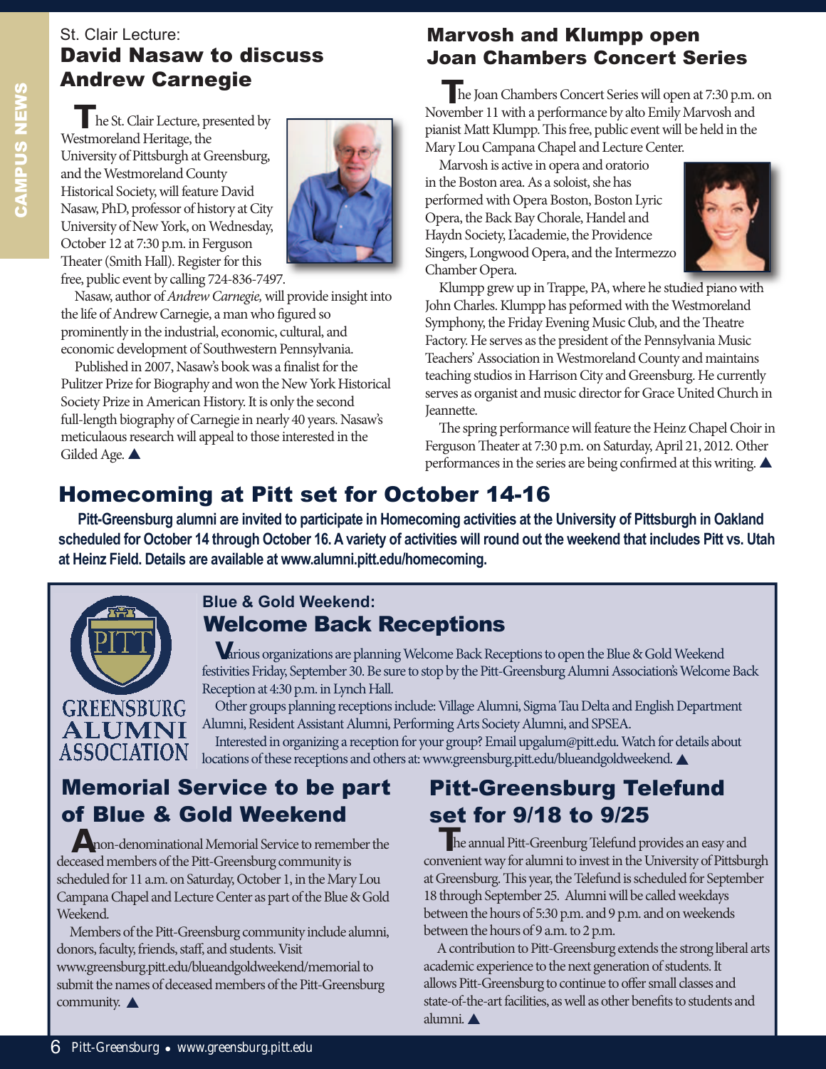St. Clair Lecture:

## David Nasaw to discuss Andrew Carnegie

The St. Clair Lecture, presented by Westmoreland Heritage, the University of Pittsburgh at Greensburg, and the Westmoreland County Historical Society, will feature David Nasaw, PhD, professor of history at City University of New York, on Wednesday, October 12 at 7:30 p.m. in Ferguson Theater (Smith Hall). Register for this free, public event by calling 724-836-7497.

Nasaw, author of *Andrew Carnegie,* will provide insight into the life of Andrew Carnegie, a man who figured so prominently in the industrial, economic, cultural, and economic development of Southwestern Pennsylvania.

Published in 2007, Nasaw's book was a finalist for the Pulitzer Prize for Biography and won the New York Historical Society Prize in American History. It is only the second full-length biography of Carnegie in nearly 40 years. Nasaw's meticulaous research will appeal to those interested in the Gilded Age. ▲

## Marvosh and Klumpp open Joan Chambers Concert Series

The Joan Chambers Concert Series will open at 7:30 p.m. on November 11 with a performance by alto Emily Marvosh and pianist Matt Klumpp. This free, public event will be held in the Mary Lou Campana Chapel and Lecture Center.

Marvosh is active in opera and oratorio in the Boston area. As a soloist, she has performed with Opera Boston, Boston Lyric Opera, the Back Bay Chorale, Handel and Haydn Society, L'academie, the Providence Singers, Longwood Opera, and the Intermezzo Chamber Opera.

Klumpp grew up in Trappe, PA, where he studied piano with John Charles. Klumpp has pefromed with the Westmoreland Symphony, the Friday Evening Music Club, and the Theatre Factory. He serves as the president of the Pennsylvania Music Teachers' Association in Westmoreland County and maintains teaching studios in Harrison City and Greensburg. He currently serves as organist and music director for Grace United Church in Jeannette.

The spring performance will feature the Heinz Chapel Choir in Ferguson Theater at 7:30 p.m. on Saturday, April 21, 2012. Other performances in the series are being confirmed at this writing. ▲

## Homecoming at Pitt set for October 14-16

**Pitt-Greensburg alumni are invited to participate in Homecoming activities at the University of Pittsburgh in Oakland scheduled for October 14 through October 16. A variety of activities will round out the weekend that includes Pitt vs. Utah at Heinz Field. Details are available at www.alumni.pitt.edu/homecoming.**

PITT GREENSBURG ALUMNI ASSOCIATION

Blue & Gold Weekend:

## Welcome Back Receptions

Various organizations are planning Welcome Back Receptions to open the Blue & Gold Weekend festivities Friday, September 30. Be sure to stop by the Pitt-Greensburg Alumni Association's Welcome Back Reception at 4:30 p.m. in Lynch Hall.

Other groups planning receptions include: Village Alumni, Sigma Tau Delta and English Department Alumni, Resident Assistant Alumni, Performing Arts Society Alumni, and SPSEA.

Interested in organizing a reception for your group? Email upgalum@pitt.edu. Watch for details about locations of these receptions and others at: www.greensburg.pitt.edu/blueandgoldweekend. ▲

## Memorial Service to be part of Blue & Gold Weekend

A non-denominational Memorial Service to remember the deceased members of the Pitt-Greensburg community is scheduled for 11 a.m. on Saturday, October 1, in the Mary Lou Campana Chapel and Lecture Center as part of the Blue & Gold Weekend.

Members of the Pitt-Greensburg community include alumni, donors, faculty, friends, staff, and students. Visit www.greensburg.pitt.edu/blueandgoldweekend/memorial to submit the names of deceased members of the Pitt-Greensburg community. ▲

## Pitt-Greensburg Telefund set for 9/18 to 9/25

The annual Pitt-Greenburg Telefund provides an easy and convenient way for alumni to invest in the University of Pittsburgh at Greensburg. This year, the Telefund is scheduled for September 18 through September 25. Alumni will be called weekdays between the hours of 5:30 p.m. and 9 p.m. and on weekends between the hours of 9 a.m. to 2 p.m.

A contribution to Pitt-Greensburg extends the strong liberal arts academic experience to the next generation of students. It allows Pitt-Greensburg to continue to offer small classes and state-of-the-art facilities, as well as other benefits to students and alumni. ▲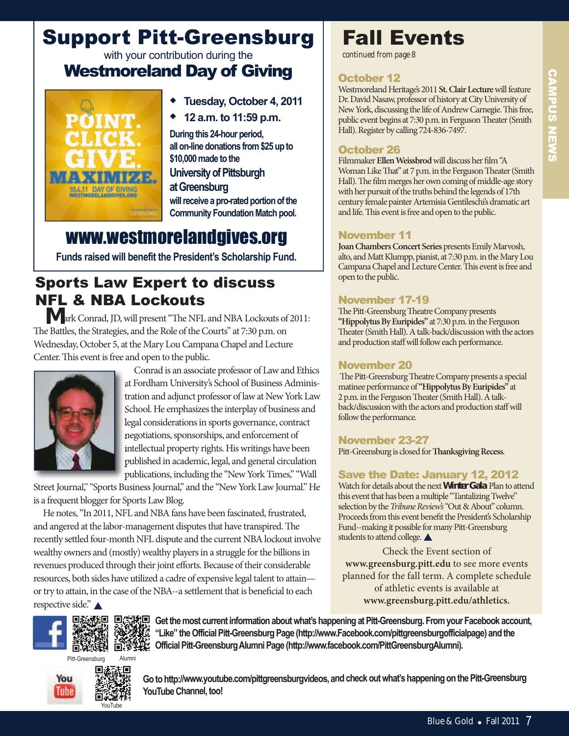# Support Pitt-Greensburg

with your contribution during the

## Westmoreland Day of Giving

POINT. CLICK. GIVE. MAXIMIZE. 10.4.11 DAY OF GIVING WESTMORELANDGIVES.ORG

- Tuesday, October 4, 2011
- 12 a.m. to 11:59 p.m.

During this 24-hour period, all on-line donations from $25 up to $10,000 made to the **University of Pittsburgh at Greensburg** will receive a pro-rated portion of the Community Foundation Match pool.

**www.westmorelandgives.org**

**Funds raised will benefit the President's Scholarship Fund.**

## Sports Law Expert to discuss NFL & NBA Lockouts

Mark Conrad, JD, will present "The NFL and NBA Lockouts of 2011: The Battles, the Strategies, and the Role of the Courts" at 7:30 p.m. on Wednesday, October 5, at the Mary Lou Campana Chapel and Lecture Center. This event is free and open to the public.

Conrad is an associate professor of Law and Ethics at Fordham University's School of Business Administration and adjunct professor of law at New York Law School. He emphasizes the interplay of business and legal considerations in sports governance, contract negotiations, sponsorships, and enforcement of intellectual property rights. His writings have been published in academic, legal, and general circulation publications, including the "New York Times," "Wall Street Journal," "Sports Business Journal," and the "New York Law Journal." He is a frequent blogger for Sports Law Blog.

He notes, "In 2011, NFL and NBA fans have been fascinated, frustrated, and angered at the labor-management disputes that have transpired. The recently settled four-month NFL dispute and the current NBA lockout involve wealthy owners and (mostly) wealthy players in a struggle for the billions in revenues produced through their joint efforts. Because of their considerable resources, both sides have utilized a cadre of expensive legal talent to attain—or try to attain, in the case of the NBA--a settlement that is beneficial to each respective side." ▲

# Fall Events

*continued from page 8*

### October 12

Westmoreland Heritage's 2011 **St. Clair Lecture** will feature Dr. David Nasaw, professor of history at City University of New York, discussing the life of Andrew Carnegie. This free, public event begins at 7:30 p.m. in Ferguson Theater (Smith Hall). Register by calling 724-836-7497.

### October 26

Filmmaker **Ellen Weissbrod** will discuss her film "A Woman Like That" at 7 p.m. in the Ferguson Theater (Smith Hall). The film merges her own coming of middle-age story with her pursuit of the truths behind the legends of 17th century female painter Artemisia Gentileschi's dramatic art and life. This event is free and open to the public.

### November 11

**Joan Chambers Concert Series** presents Emily Marvosh, alto, and Matt Klumpp, pianist, at 7:30 p.m. in the Mary Lou Campana Chapel and Lecture Center. This event is free and open to the public.

### November 17-19

The Pitt-Greensburg Theatre Company presents **"Hippolytus By Euripides"** at 7:30 p.m. in the Ferguson Theater (Smith Hall). A talk-back/discussion with the actors and production staff will follow each performance.

### November 20

The Pitt-Greensburg Theatre Company presents a special matinee performance of **"Hippolytus By Euripides"** at 2 p.m. in the Ferguson Theater (Smith Hall). A talk-back/discussion with the actors and production staff will follow the performance.

### November 23-27

Pitt-Greensburg is closed for **Thanksgiving Recess**.

### Save the Date: January 12, 2012

Watch for details about the next **Winter Gala** Plan to attend this event that has been a multiple "Tantalizing Twelve" selection by the *Tribune Review's* "Out & About" column. Proceeds from this event benefit the President's Scholarship Fund--making it possible for many Pitt-Greensburg students to attend college. ▲

Check the Event section of **www.greensburg.pitt.edu** to see more events planned for the fall term. A complete schedule of athletic events is available at **www.greensburg.pitt.edu/athletics.**

Pitt-Greensburg | Alumni

**Get the most current information about what's happening at Pitt-Greensburg. From your Facebook account, "Like" the Official Pitt-Greensburg Page (http://www.Facebook.com/pittgreensburgofficialpage) and the Official Pitt-Greensburg Alumni Page (http://www.facebook.com/PittGreensburgAlumni).**

YouTube

**Go to http://www.youtube.com/pittgreensburgvideos, and check out what's happening on the Pitt-Greensburg YouTube Channel, too!**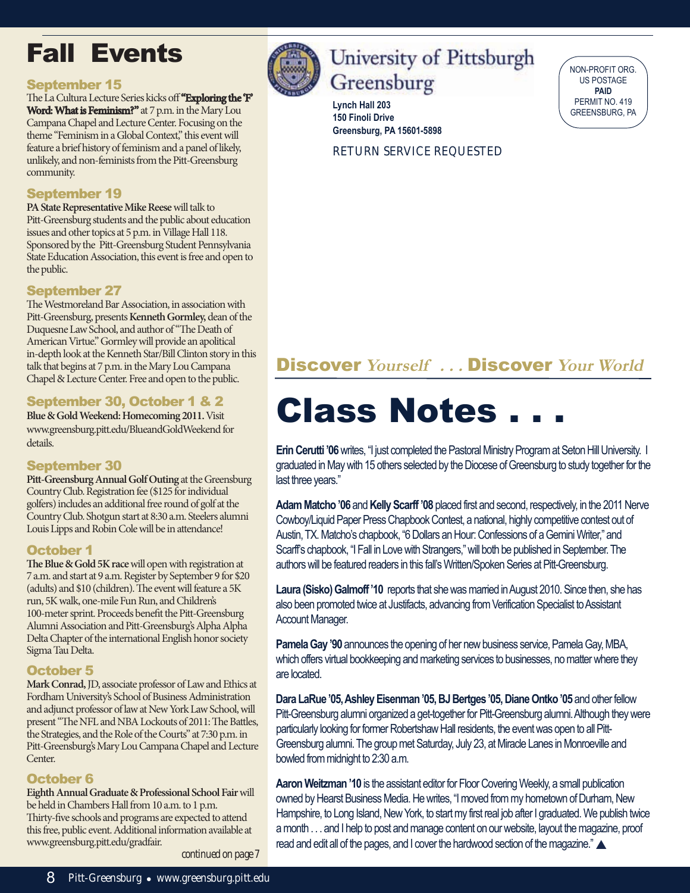# Fall Events

### September 15

The La Cultura Lecture Series kicks off **"Exploring the 'F' Word: What is Feminism?"** at 7 p.m. in the Mary Lou Campana Chapel and Lecture Center. Focusing on the theme "Feminism in a Global Context," this event will feature a brief history of feminism and a panel of likely, unlikely, and non-feminists from the Pitt-Greensburg community.

### September 19

**PA State Representative Mike Reese** will talk to Pitt-Greensburg students and the public about education issues and other topics at 5 p.m. in Village Hall 118. Sponsored by the Pitt-Greensburg Student Pennsylvania State Education Association, this event is free and open to the public.

### September 27

The Westmoreland Bar Association, in association with Pitt-Greensburg, presents **Kenneth Gormley,** dean of the Duquesne Law School, and author of "The Death of American Virtue." Gormley will provide an apolitical in-depth look at the Kenneth Star/Bill Clinton story in this talk that begins at 7 p.m. in the Mary Lou Campana Chapel & Lecture Center. Free and open to the public.

### September 30, October 1 & 2

**Blue & Gold Weekend: Homecoming 2011.** Visit www.greensburg.pitt.edu/BlueandGoldWeekend for details.

### September 30

**Pitt-Greensburg Annual Golf Outing** at the Greensburg Country Club. Registration fee ($125 for individual golfers) includes an additional free round of golf at the Country Club. Shotgun start at 8:30 a.m. Steelers alumni Louis Lipps and Robin Cole will be in attendance!

### October 1

**The Blue & Gold 5K race** will open with registration at 7 a.m. and start at 9 a.m. Register by September 9 for $20 (adults) and $10 (children). The event will feature a 5K run, 5K walk, one-mile Fun Run, and Children's 100-meter sprint. Proceeds benefit the Pitt-Greensburg Alumni Association and Pitt-Greensburg's Alpha Alpha Delta Chapter of the international English honor society Sigma Tau Delta.

### October 5

**Mark Conrad,** JD, associate professor of Law and Ethics at Fordham University's School of Business Administration and adjunct professor of law at New York Law School, will present "The NFL and NBA Lockouts of 2011: The Battles, the Strategies, and the Role of the Courts" at 7:30 p.m. in Pitt-Greensburg's Mary Lou Campana Chapel and Lecture Center.

### October 6

**Eighth Annual Graduate & Professional School Fair** will be held in Chambers Hall from 10 a.m. to 1 p.m. Thirty-five schools and programs are expected to attend this free, public event. Additional information available at www.greensburg.pitt.edu/gradfair.

*continued on page 7*

University of Pittsburgh Greensburg
Lynch Hall 203
150 Finoli Drive
Greensburg, PA 15601-5898

RETURN SERVICE REQUESTED

NON-PROFIT ORG.
US POSTAGE
**PAID**
PERMIT NO. 419
GREENSBURG, PA

**Discover** *Yourself* . . . **Discover** *Your World*

# Class Notes . . .

**Erin Cerutti '06** writes, "I just completed the Pastoral Ministry Program at Seton Hill University. I graduated in May with 15 others selected by the Diocese of Greensburg to study together for the last three years."

**Adam Matcho '06** and **Kelly Scarff '08** placed first and second, respectively, in the 2011 Nerve Cowboy/Liquid Paper Press Chapbook Contest, a national, highly competitive contest out of Austin, TX. Matcho's chapbook, "6 Dollars an Hour: Confessions of a Gemini Writer," and Scarff's chapbook, "I Fall in Love with Strangers," will both be published in September. The authors will be featured readers in this fall's Written/Spoken Series at Pitt-Greensburg.

**Laura (Sisko) Galmoff '10** reports that she was married in August 2010. Since then, she has also been promoted twice at Justifacts, advancing from Verification Specialist to Assistant Account Manager.

**Pamela Gay '90** announces the opening of her new business service, Pamela Gay, MBA, which offers virtual bookkeeping and marketing services to businesses, no matter where they are located.

**Dara LaRue '05, Ashley Eisenman '05, BJ Bertges '05, Diane Ontko '05** and other fellow Pitt-Greensburg alumni organized a get-together for Pitt-Greensburg alumni. Although they were particularly looking for former Robertshaw Hall residents, the event was open to all Pitt-Greensburg alumni. The group met Saturday, July 23, at Miracle Lanes in Monroeville and bowled from midnight to 2:30 a.m.

**Aaron Weitzman '10** is the assistant editor for Floor Covering Weekly, a small publication owned by Hearst Business Media. He writes, "I moved from my hometown of Durham, New Hampshire, to Long Island, New York, to start my first real job after I graduated. We publish twice a month . . . and I help to post and manage content on our website, layout the magazine, proof read and edit all of the pages, and I cover the hardwood section of the magazine." ▲